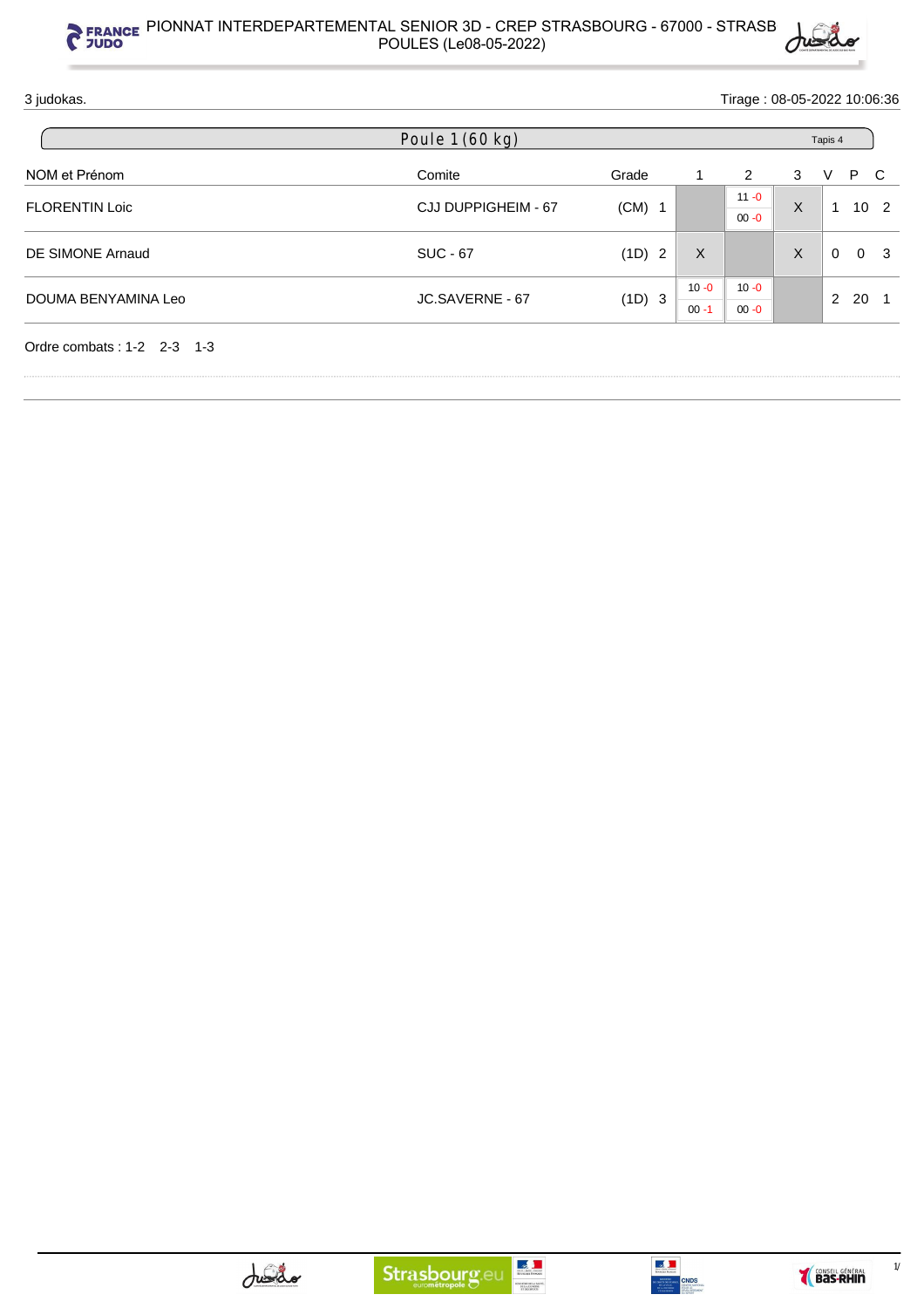# PIONNAT INTERDEPARTEMENTAL SENIOR 3D - CREP STRASBOURG - 67000 - STRASB
## POULES (Le08-05-2022)

3 judokas. Tirage : 08-05-2022 10:06:36

### Poule 1 (60 kg) — Tapis 4

| NOM et Prénom | Comite | Grade | | 1 | 2 | 3 | V | P | C |
|---|---|---|---|---|---|---|---|---|---|
| FLORENTIN Loic | CJJ DUPPIGHEIM - 67 | (CM) | 1 | | 11 -0 / 00 -0 | X | 1 | 10 | 2 |
| DE SIMONE Arnaud | SUC - 67 | (1D) | 2 | X | | X | 0 | 0 | 3 |
| DOUMA BENYAMINA Leo | JC.SAVERNE - 67 | (1D) | 3 | 10 -0 / 00 -1 | 10 -0 / 00 -0 | | 2 | 20 | 1 |

Ordre combats : 1-2 2-3 1-3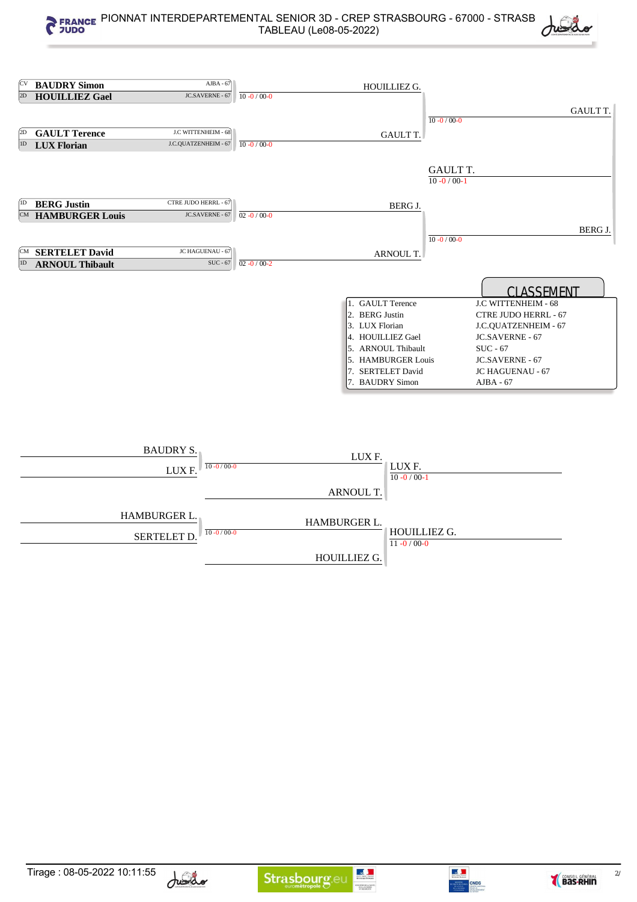# PIONNAT INTERDEPARTEMENTAL SENIOR 3D - CREP STRASBOURG - 67000 - STRASB
## TABLEAU (Le08-05-2022)

### Tableau principal

| Grade | Nom | Club | Score |
|---|---|---|---|
| CV | **BAUDRY Simon** | AJBA - 67 | |
| 2D | **HOUILLIEZ Gael** | JC.SAVERNE - 67 | 10 -0 / 00-0 |
| 2D | **GAULT Terence** | J.C WITTENHEIM - 68 | |
| 1D | **LUX Florian** | J.C.QUATZENHEIM - 67 | 10 -0 / 00-0 |
| 1D | **BERG Justin** | CTRE JUDO HERRL - 67 | |
| CM | **HAMBURGER Louis** | JC.SAVERNE - 67 | 02 -0 / 00-0 |
| CM | **SERTELET David** | JC HAGUENAU - 67 | |
| 1D | **ARNOUL Thibault** | SUC - 67 | 02 -0 / 00-2 |

- HOUILLIEZ G. / GAULT T. : 10 -0 / 00-0 → GAULT T.
- BERG J. / ARNOUL T. : 10 -0 / 00-0 → BERG J.
- Finale : GAULT T. 10 -0 / 00-1 → GAULT T.

## CLASSEMENT

| | Nom | Club |
|---|---|---|
| 1. | GAULT Terence | J.C WITTENHEIM - 68 |
| 2. | BERG Justin | CTRE JUDO HERRL - 67 |
| 3. | LUX Florian | J.C.QUATZENHEIM - 67 |
| 4. | HOUILLIEZ Gael | JC.SAVERNE - 67 |
| 5. | ARNOUL Thibault | SUC - 67 |
| 5. | HAMBURGER Louis | JC.SAVERNE - 67 |
| 7. | SERTELET David | JC HAGUENAU - 67 |
| 7. | BAUDRY Simon | AJBA - 67 |

### Repêchages

- BAUDRY S. / LUX F. : 10 -0 / 00-0 → LUX F.
- LUX F. / ARNOUL T. : 10 -0 / 00-1 → LUX F.
- HAMBURGER L. / SERTELET D. : 10 -0 / 00-0 → HAMBURGER L.
- HAMBURGER L. / HOUILLIEZ G. : 11 -0 / 00-0 → HOUILLIEZ G.

Tirage : 08-05-2022 10:11:55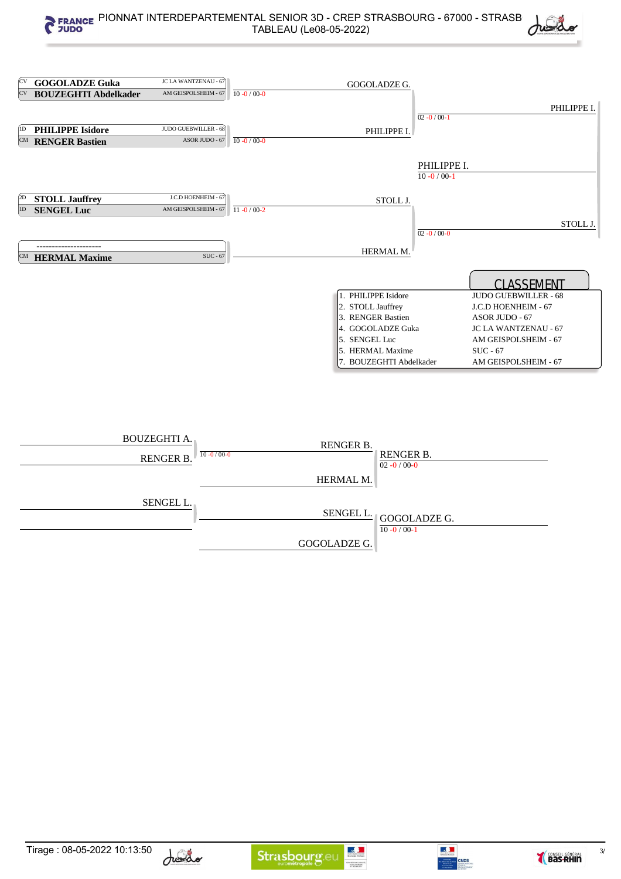# PIONNAT INTERDEPARTEMENTAL SENIOR 3D - CREP STRASBOURG - 67000 - STRASB

## TABLEAU (Le08-05-2022)

### Tableau principal

| Grade | Nom | Club | Score |
|---|---|---|---|
| CV | **GOGOLADZE Guka** | JC LA WANTZENAU - 67 | |
| CV | **BOUZEGHTI Abdelkader** | AM GEISPOLSHEIM - 67 | 10 -0 / 00-0 |
| 1D | **PHILIPPE Isidore** | JUDO GUEBWILLER - 68 | |
| CM | **RENGER Bastien** | ASOR JUDO - 67 | 10 -0 / 00-0 |
| 2D | **STOLL Jauffrey** | J.C.D HOENHEIM - 67 | |
| 1D | **SENGEL Luc** | AM GEISPOLSHEIM - 67 | 11 -0 / 00-2 |
| | --------------------- | | |
| CM | **HERMAL Maxime** | SUC - 67 | |

Tour 2 :
- GOGOLADZE G. / PHILIPPE I. : PHILIPPE I. — 02 -0 / 00-1
- STOLL J. / HERMAL M. : STOLL J. — 02 -0 / 00-0

Finale :
- PHILIPPE I. / STOLL J. : PHILIPPE I. — 10 -0 / 00-1

### CLASSEMENT

| Rang | Nom | Club |
|---|---|---|
| 1. | PHILIPPE Isidore | JUDO GUEBWILLER - 68 |
| 2. | STOLL Jauffrey | J.C.D HOENHEIM - 67 |
| 3. | RENGER Bastien | ASOR JUDO - 67 |
| 4. | GOGOLADZE Guka | JC LA WANTZENAU - 67 |
| 5. | SENGEL Luc | AM GEISPOLSHEIM - 67 |
| 5. | HERMAL Maxime | SUC - 67 |
| 7. | BOUZEGHTI Abdelkader | AM GEISPOLSHEIM - 67 |

### Repêchages

- BOUZEGHTI A. / RENGER B. : RENGER B. — 10 -0 / 00-0
- RENGER B. / HERMAL M. : RENGER B. — 02 -0 / 00-0
- SENGEL L. / ---------- : SENGEL L.
- SENGEL L. / GOGOLADZE G. : GOGOLADZE G. — 10 -0 / 00-1

Tirage : 08-05-2022 10:13:50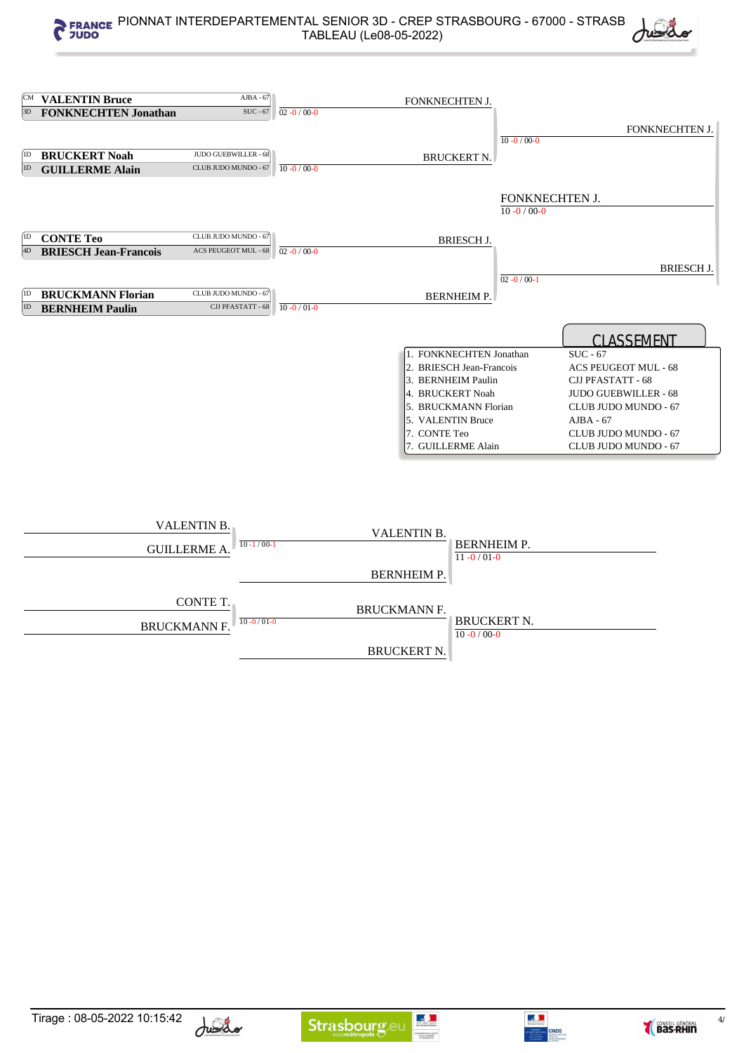# PIONNAT INTERDEPARTEMENTAL SENIOR 3D - CREP STRASBOURG - 67000 - STRASB

TABLEAU (Le08-05-2022)

## Tableau principal

| Grade | Combattant | Club | Score |
|---|---|---|---|
| CM | **VALENTIN Bruce** | AJBA - 67 | |
| 3D | **FONKNECHTEN Jonathan** | SUC - 67 | 02 -0 / 00-0 |
| 1D | **BRUCKERT Noah** | JUDO GUEBWILLER - 68 | |
| 1D | **GUILLERME Alain** | CLUB JUDO MUNDO - 67 | 10 -0 / 00-0 |
| 1D | **CONTE Teo** | CLUB JUDO MUNDO - 67 | |
| 4D | **BRIESCH Jean-Francois** | ACS PEUGEOT MUL - 68 | 02 -0 / 00-0 |
| 1D | **BRUCKMANN Florian** | CLUB JUDO MUNDO - 67 | |
| 1D | **BERNHEIM Paulin** | CJJ PFASTATT - 68 | 10 -0 / 01-0 |

- FONKNECHTEN J. / BRUCKERT N. → FONKNECHTEN J. (10 -0 / 00-0)
- BRIESCH J. / BERNHEIM P. → BRIESCH J. (02 -0 / 00-1)
- Finale : FONKNECHTEN J. (10 -0 / 00-0)

## CLASSEMENT

| Place | Nom | Club |
|---|---|---|
| 1. | FONKNECHTEN Jonathan | SUC - 67 |
| 2. | BRIESCH Jean-Francois | ACS PEUGEOT MUL - 68 |
| 3. | BERNHEIM Paulin | CJJ PFASTATT - 68 |
| 4. | BRUCKERT Noah | JUDO GUEBWILLER - 68 |
| 5. | BRUCKMANN Florian | CLUB JUDO MUNDO - 67 |
| 5. | VALENTIN Bruce | AJBA - 67 |
| 7. | CONTE Teo | CLUB JUDO MUNDO - 67 |
| 7. | GUILLERME Alain | CLUB JUDO MUNDO - 67 |

## Repêchages

- VALENTIN B. / GUILLERME A. → VALENTIN B. (10 -1 / 00-1)
- VALENTIN B. / BERNHEIM P. → BERNHEIM P. (11 -0 / 01-0)
- CONTE T. / BRUCKMANN F. → BRUCKMANN F. (10 -0 / 01-0)
- BRUCKMANN F. / BRUCKERT N. → BRUCKERT N. (10 -0 / 00-0)

Tirage : 08-05-2022 10:15:42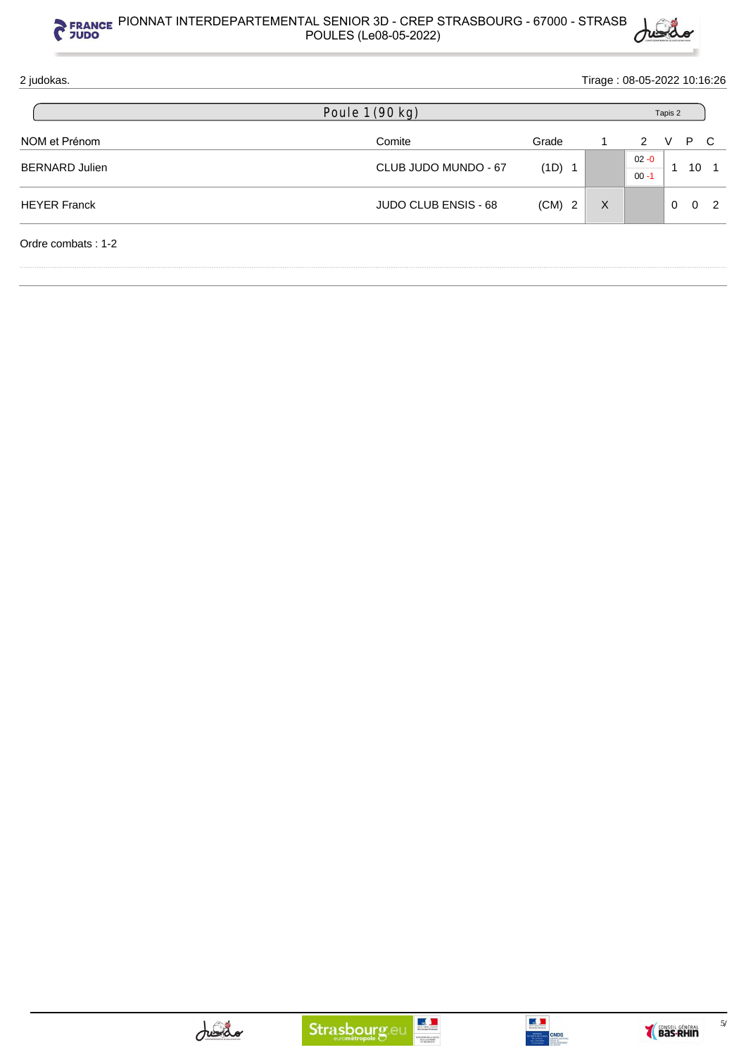2 judokas.

Tirage : 08-05-2022 10:16:26

## Poule 1 (90 kg)

Tapis 2

| NOM et Prénom | Comite | Grade | 1 | 2 | V | P | C |
|---|---|---|---|---|---|---|---|
| BERNARD Julien | CLUB JUDO MUNDO - 67 | (1D) 1 | | 02 -0 / 00 -1 | 1 | 10 | 1 |
| HEYER Franck | JUDO CLUB ENSIS - 68 | (CM) 2 | X | | 0 | 0 | 2 |

Ordre combats : 1-2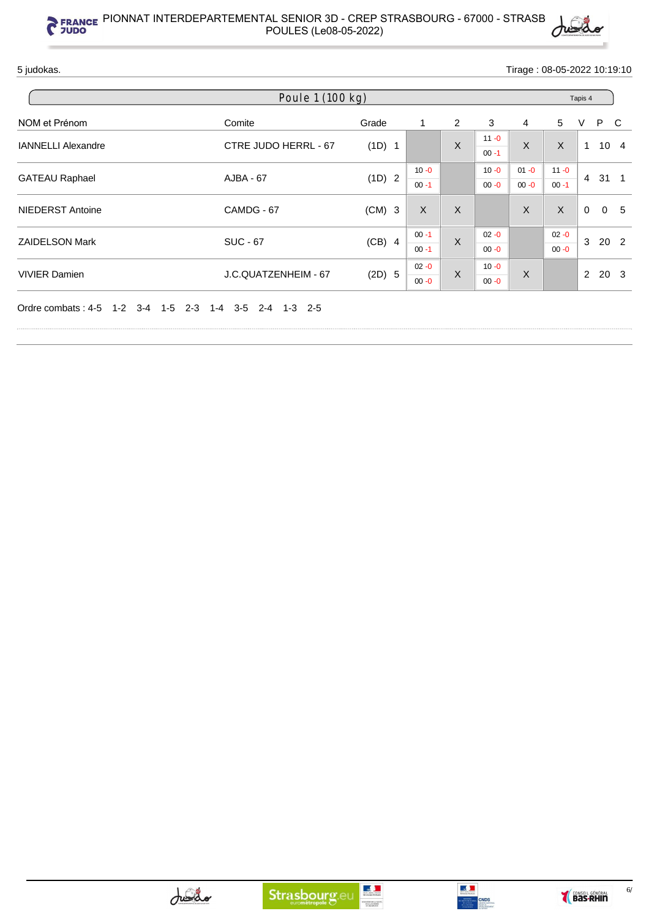5 judokas.

Tirage : 08-05-2022 10:19:10

## Poule 1 (100 kg)

Tapis 4

| NOM et Prénom | Comite | Grade | | 1 | 2 | 3 | 4 | 5 | V | P | C |
|---|---|---|---|---|---|---|---|---|---|---|---|
| IANNELLI Alexandre | CTRE JUDO HERRL - 67 | (1D) | 1 | | X | 11 -0 / 00 -1 | X | X | 1 | 10 | 4 |
| GATEAU Raphael | AJBA - 67 | (1D) | 2 | 10 -0 / 00 -1 | | 10 -0 / 00 -0 | 01 -0 / 00 -0 | 11 -0 / 00 -1 | 4 | 31 | 1 |
| NIEDERST Antoine | CAMDG - 67 | (CM) | 3 | X | X | | X | X | 0 | 0 | 5 |
| ZAIDELSON Mark | SUC - 67 | (CB) | 4 | 00 -1 / 00 -1 | X | 02 -0 / 00 -0 | | 02 -0 / 00 -0 | 3 | 20 | 2 |
| VIVIER Damien | J.C.QUATZENHEIM - 67 | (2D) | 5 | 02 -0 / 00 -0 | X | 10 -0 / 00 -0 | X | | 2 | 20 | 3 |

Ordre combats : 4-5 1-2 3-4 1-5 2-3 1-4 3-5 2-4 1-3 2-5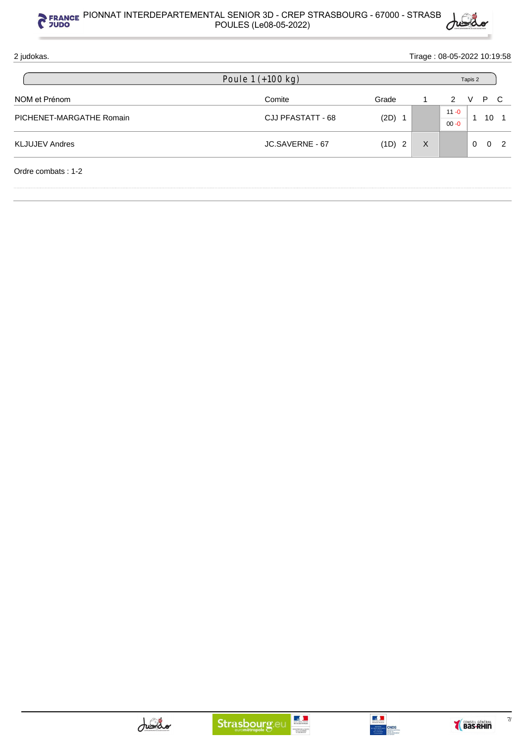2 judokas.

Tirage : 08-05-2022 10:19:58

## Poule 1 (+100 kg)

Tapis 2

| NOM et Prénom | Comite | Grade | | 1 | 2 | V | P | C |
|---|---|---|---|---|---|---|---|---|
| PICHENET-MARGATHE Romain | CJJ PFASTATT - 68 | (2D) | 1 | | 11 -0 / 00 -0 | 1 | 10 | 1 |
| KLJUJEV Andres | JC.SAVERNE - 67 | (1D) | 2 | X | | 0 | 0 | 2 |

Ordre combats : 1-2